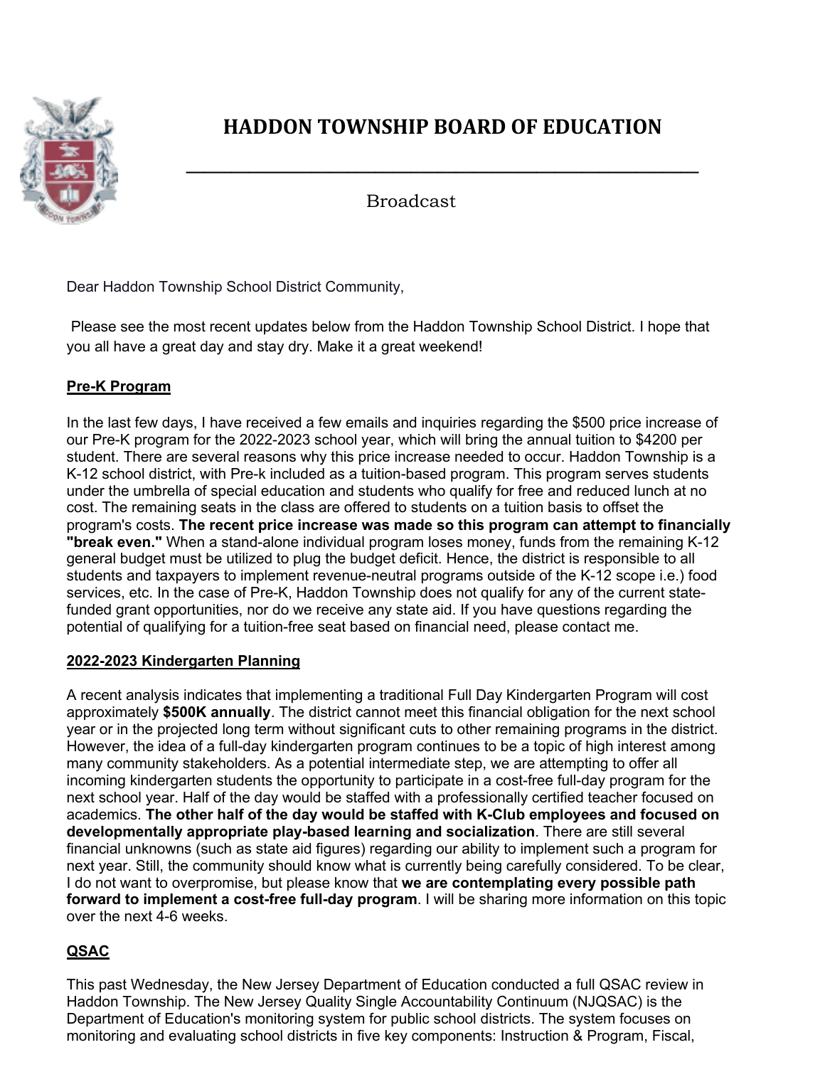# HADDON TOWNSHIP BOARD OF EDUCATION

Broadcast

Dear Haddon Township School District Community,

Please see the most recent updates below from the Haddon Township School District. I hope that you all have a great day and stay dry. Make it a great weekend!

## Pre-K Program

In the last few days, I have received a few emails and inquiries regarding the $500 price increase of our Pre-K program for the 2022-2023 school year, which will bring the annual tuition to $4200 per student. There are several reasons why this price increase needed to occur. Haddon Township is a K-12 school district, with Pre-k included as a tuition-based program. This program serves students under the umbrella of special education and students who qualify for free and reduced lunch at no cost. The remaining seats in the class are offered to students on a tuition basis to offset the program's costs. **The recent price increase was made so this program can attempt to financially "break even."** When a stand-alone individual program loses money, funds from the remaining K-12 general budget must be utilized to plug the budget deficit. Hence, the district is responsible to all students and taxpayers to implement revenue-neutral programs outside of the K-12 scope i.e.) food services, etc. In the case of Pre-K, Haddon Township does not qualify for any of the current state-funded grant opportunities, nor do we receive any state aid. If you have questions regarding the potential of qualifying for a tuition-free seat based on financial need, please contact me.

## 2022-2023 Kindergarten Planning

A recent analysis indicates that implementing a traditional Full Day Kindergarten Program will cost approximately **$500K annually**. The district cannot meet this financial obligation for the next school year or in the projected long term without significant cuts to other remaining programs in the district. However, the idea of a full-day kindergarten program continues to be a topic of high interest among many community stakeholders. As a potential intermediate step, we are attempting to offer all incoming kindergarten students the opportunity to participate in a cost-free full-day program for the next school year. Half of the day would be staffed with a professionally certified teacher focused on academics. **The other half of the day would be staffed with K-Club employees and focused on developmentally appropriate play-based learning and socialization**. There are still several financial unknowns (such as state aid figures) regarding our ability to implement such a program for next year. Still, the community should know what is currently being carefully considered. To be clear, I do not want to overpromise, but please know that **we are contemplating every possible path forward to implement a cost-free full-day program**. I will be sharing more information on this topic over the next 4-6 weeks.

## QSAC

This past Wednesday, the New Jersey Department of Education conducted a full QSAC review in Haddon Township. The New Jersey Quality Single Accountability Continuum (NJQSAC) is the Department of Education's monitoring system for public school districts. The system focuses on monitoring and evaluating school districts in five key components: Instruction & Program, Fiscal,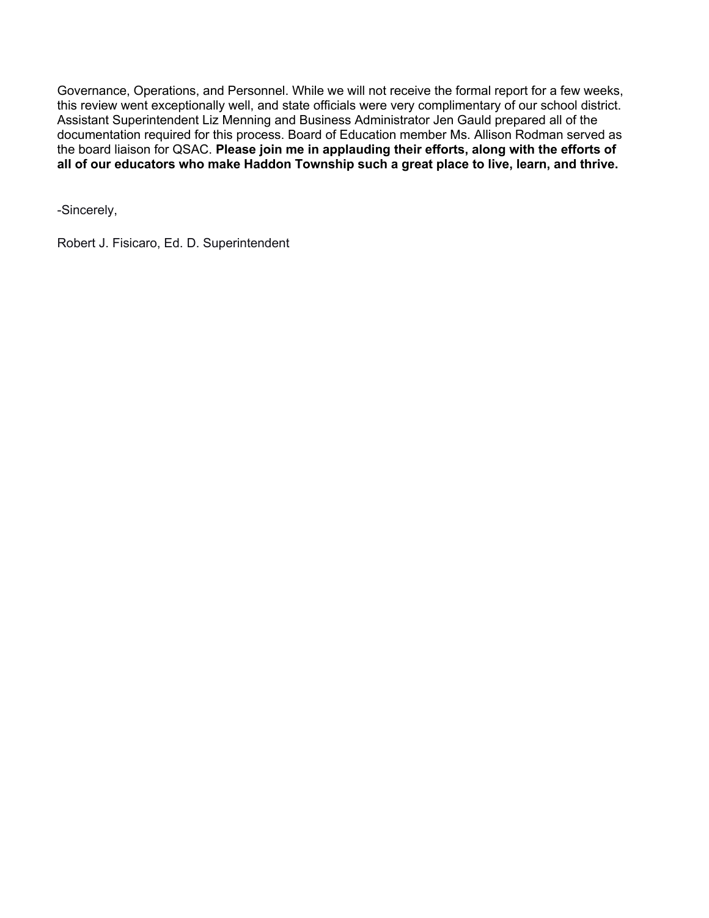Governance, Operations, and Personnel. While we will not receive the formal report for a few weeks, this review went exceptionally well, and state officials were very complimentary of our school district. Assistant Superintendent Liz Menning and Business Administrator Jen Gauld prepared all of the documentation required for this process. Board of Education member Ms. Allison Rodman served as the board liaison for QSAC. **Please join me in applauding their efforts, along with the efforts of all of our educators who make Haddon Township such a great place to live, learn, and thrive.**

-Sincerely,

Robert J. Fisicaro, Ed. D. Superintendent